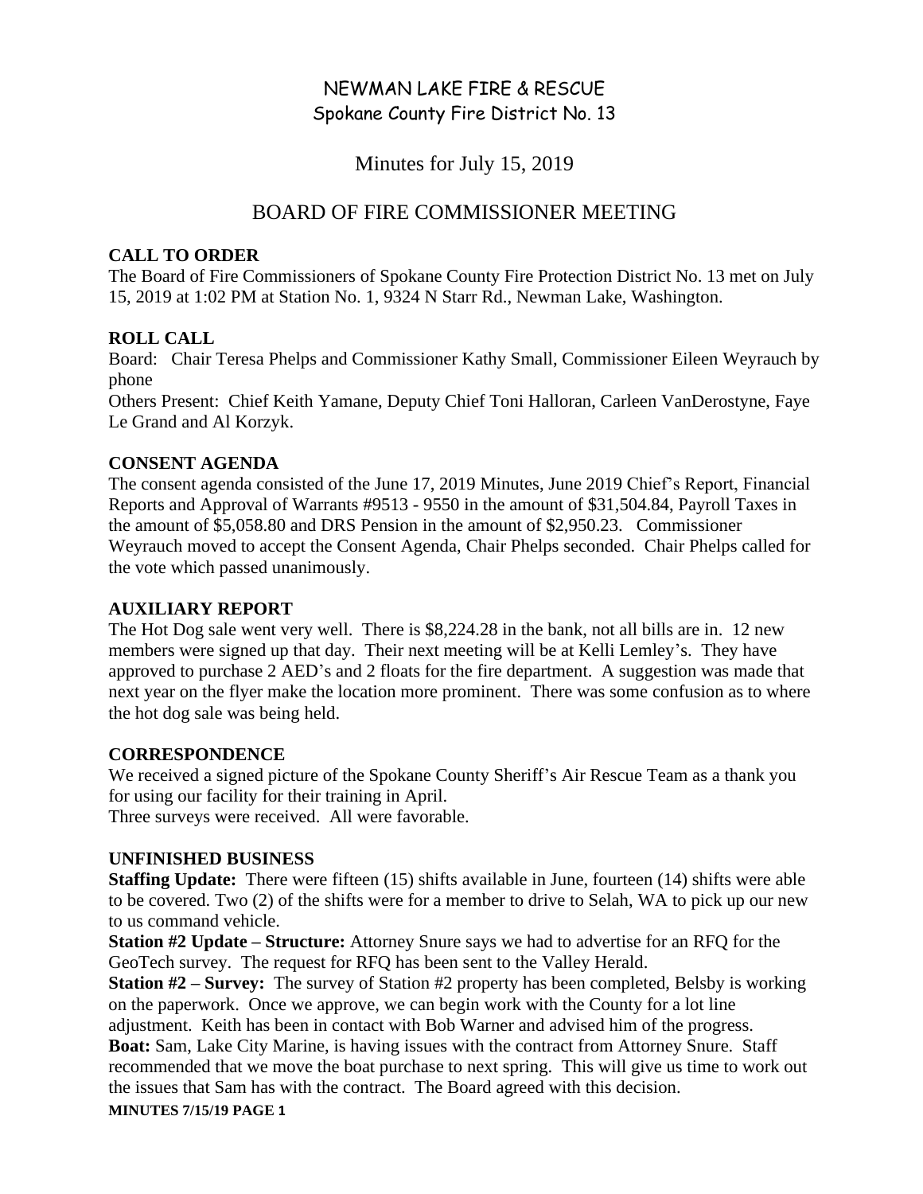# NEWMAN LAKE FIRE & RESCUE
Spokane County Fire District No. 13

Minutes for July 15, 2019

## BOARD OF FIRE COMMISSIONER MEETING

**CALL TO ORDER**

The Board of Fire Commissioners of Spokane County Fire Protection District No. 13 met on July 15, 2019 at 1:02 PM at Station No. 1, 9324 N Starr Rd., Newman Lake, Washington.

**ROLL CALL**

Board: Chair Teresa Phelps and Commissioner Kathy Small, Commissioner Eileen Weyrauch by phone

Others Present: Chief Keith Yamane, Deputy Chief Toni Halloran, Carleen VanDerostyne, Faye Le Grand and Al Korzyk.

**CONSENT AGENDA**

The consent agenda consisted of the June 17, 2019 Minutes, June 2019 Chief's Report, Financial Reports and Approval of Warrants #9513 - 9550 in the amount of $31,504.84, Payroll Taxes in the amount of $5,058.80 and DRS Pension in the amount of $2,950.23. Commissioner Weyrauch moved to accept the Consent Agenda, Chair Phelps seconded. Chair Phelps called for the vote which passed unanimously.

**AUXILIARY REPORT**

The Hot Dog sale went very well. There is $8,224.28 in the bank, not all bills are in. 12 new members were signed up that day. Their next meeting will be at Kelli Lemley's. They have approved to purchase 2 AED's and 2 floats for the fire department. A suggestion was made that next year on the flyer make the location more prominent. There was some confusion as to where the hot dog sale was being held.

**CORRESPONDENCE**

We received a signed picture of the Spokane County Sheriff's Air Rescue Team as a thank you for using our facility for their training in April.

Three surveys were received. All were favorable.

**UNFINISHED BUSINESS**

**Staffing Update:** There were fifteen (15) shifts available in June, fourteen (14) shifts were able to be covered. Two (2) of the shifts were for a member to drive to Selah, WA to pick up our new to us command vehicle.

**Station #2 Update – Structure:** Attorney Snure says we had to advertise for an RFQ for the GeoTech survey. The request for RFQ has been sent to the Valley Herald.

**Station #2 – Survey:** The survey of Station #2 property has been completed, Belsby is working on the paperwork. Once we approve, we can begin work with the County for a lot line adjustment. Keith has been in contact with Bob Warner and advised him of the progress.

**Boat:** Sam, Lake City Marine, is having issues with the contract from Attorney Snure. Staff recommended that we move the boat purchase to next spring. This will give us time to work out the issues that Sam has with the contract. The Board agreed with this decision.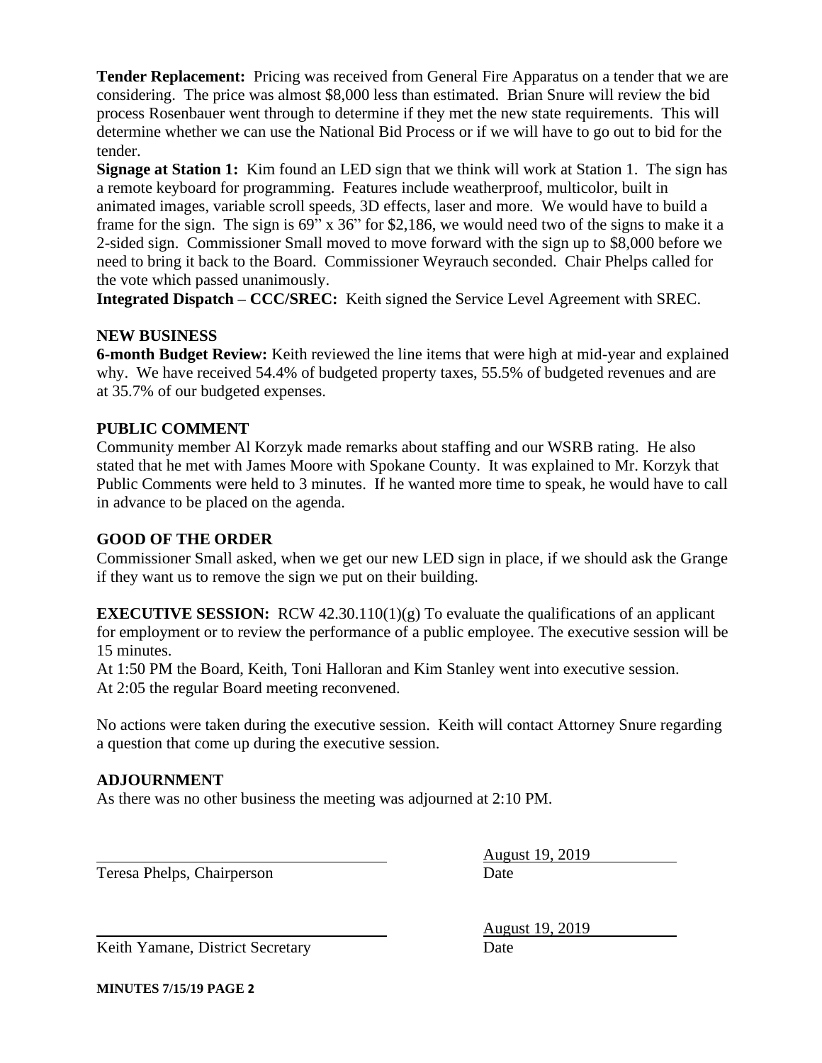**Tender Replacement:** Pricing was received from General Fire Apparatus on a tender that we are considering. The price was almost $8,000 less than estimated. Brian Snure will review the bid process Rosenbauer went through to determine if they met the new state requirements. This will determine whether we can use the National Bid Process or if we will have to go out to bid for the tender.

**Signage at Station 1:** Kim found an LED sign that we think will work at Station 1. The sign has a remote keyboard for programming. Features include weatherproof, multicolor, built in animated images, variable scroll speeds, 3D effects, laser and more. We would have to build a frame for the sign. The sign is 69" x 36" for $2,186, we would need two of the signs to make it a 2-sided sign. Commissioner Small moved to move forward with the sign up to $8,000 before we need to bring it back to the Board. Commissioner Weyrauch seconded. Chair Phelps called for the vote which passed unanimously.

**Integrated Dispatch – CCC/SREC:** Keith signed the Service Level Agreement with SREC.

**NEW BUSINESS**

**6-month Budget Review:** Keith reviewed the line items that were high at mid-year and explained why. We have received 54.4% of budgeted property taxes, 55.5% of budgeted revenues and are at 35.7% of our budgeted expenses.

**PUBLIC COMMENT**

Community member Al Korzyk made remarks about staffing and our WSRB rating. He also stated that he met with James Moore with Spokane County. It was explained to Mr. Korzyk that Public Comments were held to 3 minutes. If he wanted more time to speak, he would have to call in advance to be placed on the agenda.

**GOOD OF THE ORDER**

Commissioner Small asked, when we get our new LED sign in place, if we should ask the Grange if they want us to remove the sign we put on their building.

**EXECUTIVE SESSION:** RCW 42.30.110(1)(g) To evaluate the qualifications of an applicant for employment or to review the performance of a public employee. The executive session will be 15 minutes.

At 1:50 PM the Board, Keith, Toni Halloran and Kim Stanley went into executive session.

At 2:05 the regular Board meeting reconvened.

No actions were taken during the executive session. Keith will contact Attorney Snure regarding a question that come up during the executive session.

**ADJOURNMENT**

As there was no other business the meeting was adjourned at 2:10 PM.

| | |
|---|---|
| ______________________________ | August 19, 2019 |
| Teresa Phelps, Chairperson | Date |
| ______________________________ | August 19, 2019 |
| Keith Yamane, District Secretary | Date |